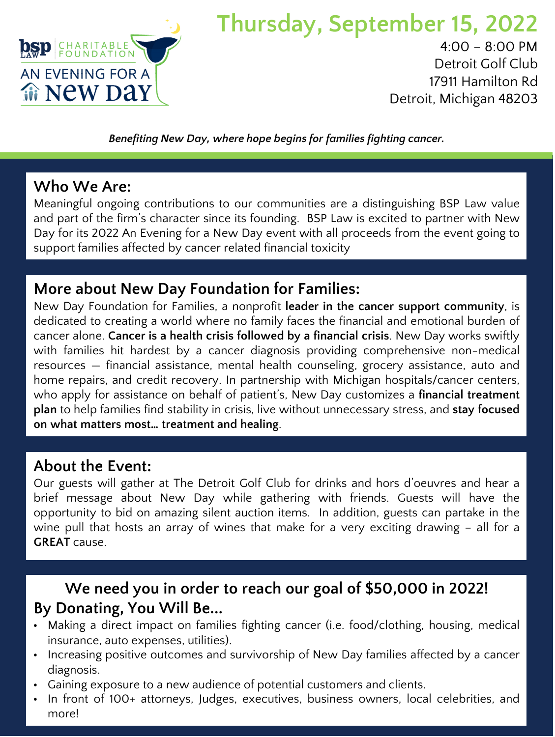bsp LAW | CHARITABLE FOUNDATION

AN EVENING FOR A NEW DAY

# Thursday, September 15, 2022

4:00 – 8:00 PM
Detroit Golf Club
17911 Hamilton Rd
Detroit, Michigan 48203

*Benefiting New Day, where hope begins for families fighting cancer.*

## Who We Are:

Meaningful ongoing contributions to our communities are a distinguishing BSP Law value and part of the firm's character since its founding. BSP Law is excited to partner with New Day for its 2022 An Evening for a New Day event with all proceeds from the event going to support families affected by cancer related financial toxicity

## More about New Day Foundation for Families:

New Day Foundation for Families, a nonprofit **leader in the cancer support community**, is dedicated to creating a world where no family faces the financial and emotional burden of cancer alone. **Cancer is a health crisis followed by a financial crisis**. New Day works swiftly with families hit hardest by a cancer diagnosis providing comprehensive non-medical resources — financial assistance, mental health counseling, grocery assistance, auto and home repairs, and credit recovery. In partnership with Michigan hospitals/cancer centers, who apply for assistance on behalf of patient's, New Day customizes a **financial treatment plan** to help families find stability in crisis, live without unnecessary stress, and **stay focused on what matters most… treatment and healing**.

## About the Event:

Our guests will gather at The Detroit Golf Club for drinks and hors d'oeuvres and hear a brief message about New Day while gathering with friends. Guests will have the opportunity to bid on amazing silent auction items. In addition, guests can partake in the wine pull that hosts an array of wines that make for a very exciting drawing – all for a **GREAT** cause.

## We need you in order to reach our goal of $50,000 in 2022!

## By Donating, You Will Be…

- Making a direct impact on families fighting cancer (i.e. food/clothing, housing, medical insurance, auto expenses, utilities).
- Increasing positive outcomes and survivorship of New Day families affected by a cancer diagnosis.
- Gaining exposure to a new audience of potential customers and clients.
- In front of 100+ attorneys, Judges, executives, business owners, local celebrities, and more!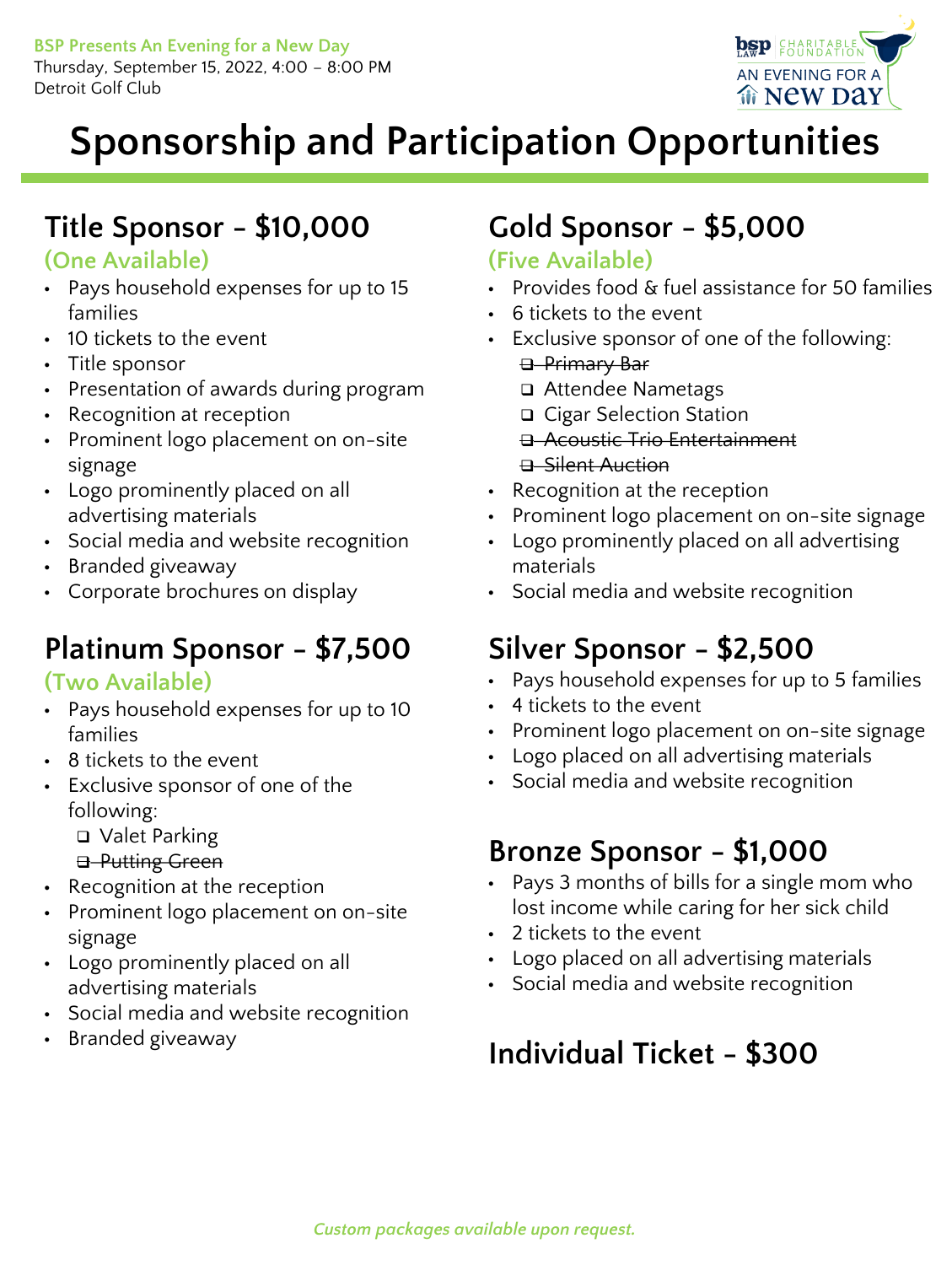**BSP Presents An Evening for a New Day**
Thursday, September 15, 2022, 4:00 – 8:00 PM
Detroit Golf Club

# Sponsorship and Participation Opportunities

## Title Sponsor – $10,000

**(One Available)**

- Pays household expenses for up to 15 families
- 10 tickets to the event
- Title sponsor
- Presentation of awards during program
- Recognition at reception
- Prominent logo placement on on-site signage
- Logo prominently placed on all advertising materials
- Social media and website recognition
- Branded giveaway
- Corporate brochures on display

## Platinum Sponsor – $7,500

**(Two Available)**

- Pays household expenses for up to 10 families
- 8 tickets to the event
- Exclusive sponsor of one of the following:
  - ❑ Valet Parking
  - ~~❑ Putting Green~~
- Recognition at the reception
- Prominent logo placement on on-site signage
- Logo prominently placed on all advertising materials
- Social media and website recognition
- Branded giveaway

## Gold Sponsor – $5,000

**(Five Available)**

- Provides food & fuel assistance for 50 families
- 6 tickets to the event
- Exclusive sponsor of one of the following:
  - ~~❑ Primary Bar~~
  - ❑ Attendee Nametags
  - ❑ Cigar Selection Station
  - ~~❑ Acoustic Trio Entertainment~~
  - ~~❑ Silent Auction~~
- Recognition at the reception
- Prominent logo placement on on-site signage
- Logo prominently placed on all advertising materials
- Social media and website recognition

## Silver Sponsor – $2,500

- Pays household expenses for up to 5 families
- 4 tickets to the event
- Prominent logo placement on on-site signage
- Logo placed on all advertising materials
- Social media and website recognition

## Bronze Sponsor – $1,000

- Pays 3 months of bills for a single mom who lost income while caring for her sick child
- 2 tickets to the event
- Logo placed on all advertising materials
- Social media and website recognition

## Individual Ticket – $300

*Custom packages available upon request.*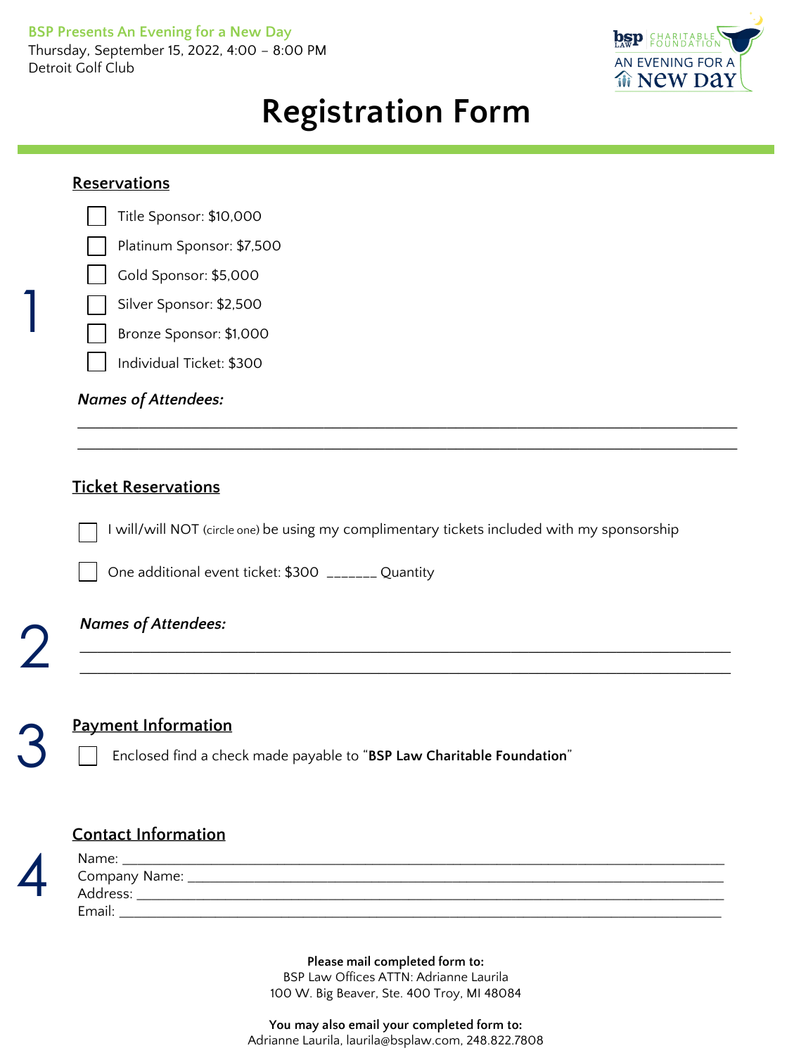BSP Presents An Evening for a New Day
Thursday, September 15, 2022, 4:00 – 8:00 PM
Detroit Golf Club

# Registration Form

1

## Reservations

- ☐ Title Sponsor: $10,000
- ☐ Platinum Sponsor: $7,500
- ☐ Gold Sponsor: $5,000
- ☐ Silver Sponsor: $2,500
- ☐ Bronze Sponsor: $1,000
- ☐ Individual Ticket: $300

***Names of Attendees:***

______________________________________________________________________________

______________________________________________________________________________

2

## Ticket Reservations

- ☐ I will/will NOT (circle one) be using my complimentary tickets included with my sponsorship
- ☐ One additional event ticket: $300 _______ Quantity

***Names of Attendees:***

______________________________________________________________________________

______________________________________________________________________________

3

## Payment Information

- ☐ Enclosed find a check made payable to "**BSP Law Charitable Foundation**"

4

## Contact Information

Name: ______________________________________________________________________

Company Name: _______________________________________________________________

Address: ____________________________________________________________________

Email: ______________________________________________________________________

**Please mail completed form to:**
BSP Law Offices ATTN: Adrianne Laurila
100 W. Big Beaver, Ste. 400 Troy, MI 48084

**You may also email your completed form to:**
Adrianne Laurila, laurila@bsplaw.com, 248.822.7808